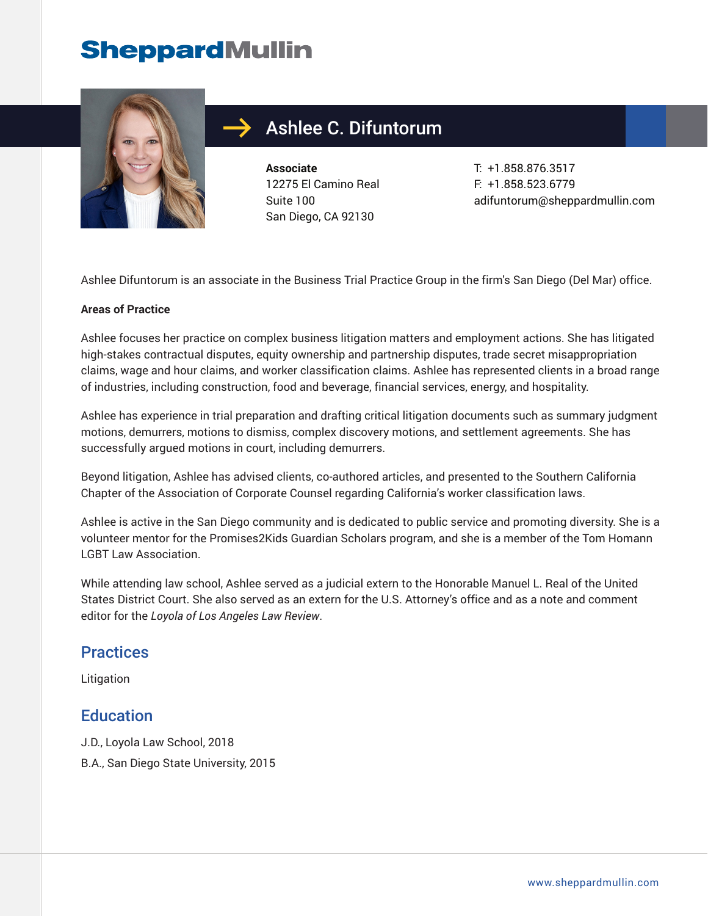# Ashlee C. Difuntorum

**Associate**
12275 El Camino Real
Suite 100
San Diego, CA 92130

T: +1.858.876.3517
F: +1.858.523.6779
adifuntorum@sheppardmullin.com

Ashlee Difuntorum is an associate in the Business Trial Practice Group in the firm's San Diego (Del Mar) office.

**Areas of Practice**

Ashlee focuses her practice on complex business litigation matters and employment actions. She has litigated high-stakes contractual disputes, equity ownership and partnership disputes, trade secret misappropriation claims, wage and hour claims, and worker classification claims. Ashlee has represented clients in a broad range of industries, including construction, food and beverage, financial services, energy, and hospitality.

Ashlee has experience in trial preparation and drafting critical litigation documents such as summary judgment motions, demurrers, motions to dismiss, complex discovery motions, and settlement agreements. She has successfully argued motions in court, including demurrers.

Beyond litigation, Ashlee has advised clients, co-authored articles, and presented to the Southern California Chapter of the Association of Corporate Counsel regarding California's worker classification laws.

Ashlee is active in the San Diego community and is dedicated to public service and promoting diversity. She is a volunteer mentor for the Promises2Kids Guardian Scholars program, and she is a member of the Tom Homann LGBT Law Association.

While attending law school, Ashlee served as a judicial extern to the Honorable Manuel L. Real of the United States District Court. She also served as an extern for the U.S. Attorney's office and as a note and comment editor for the *Loyola of Los Angeles Law Review*.

## Practices

Litigation

## Education

J.D., Loyola Law School, 2018

B.A., San Diego State University, 2015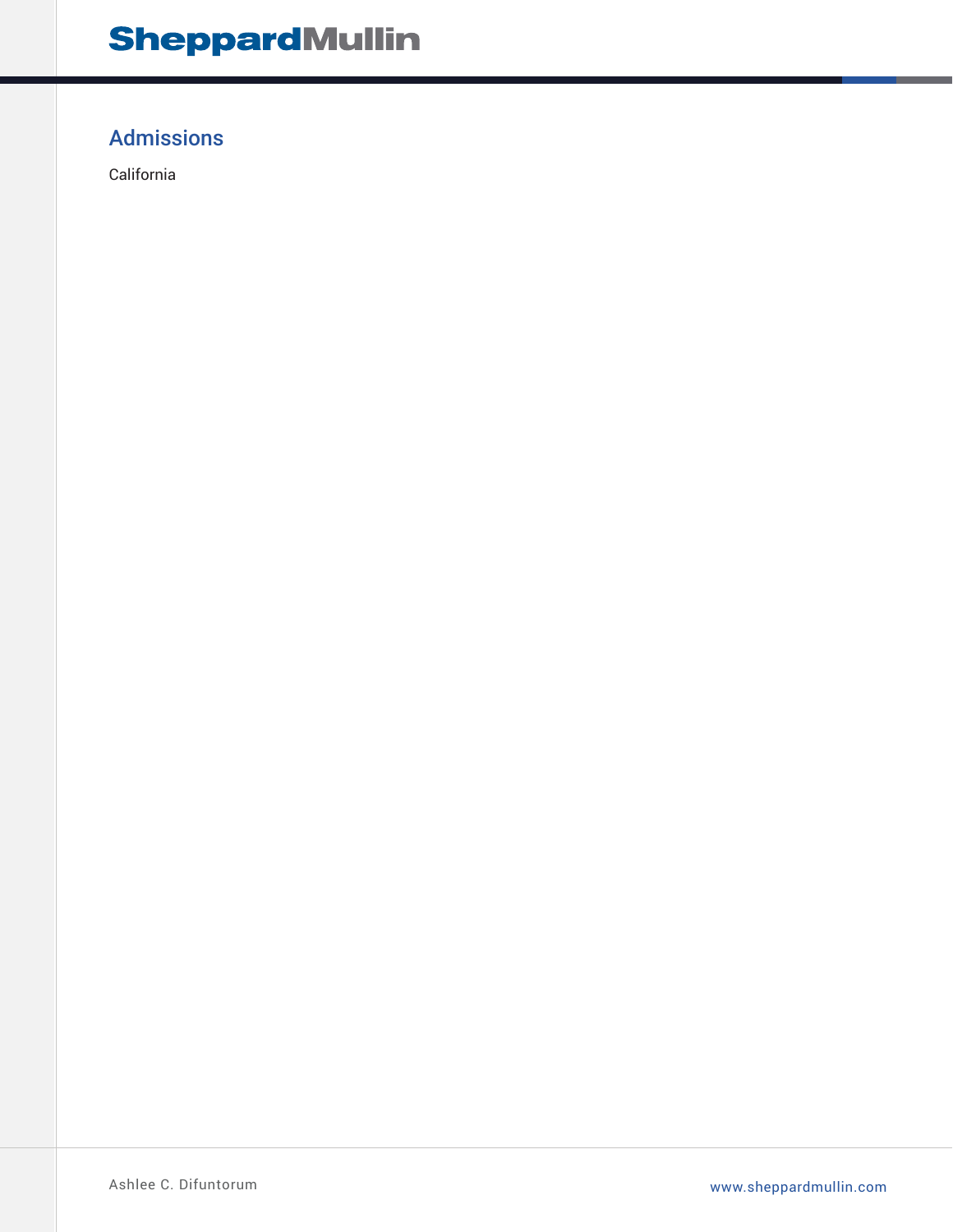## Admissions

California